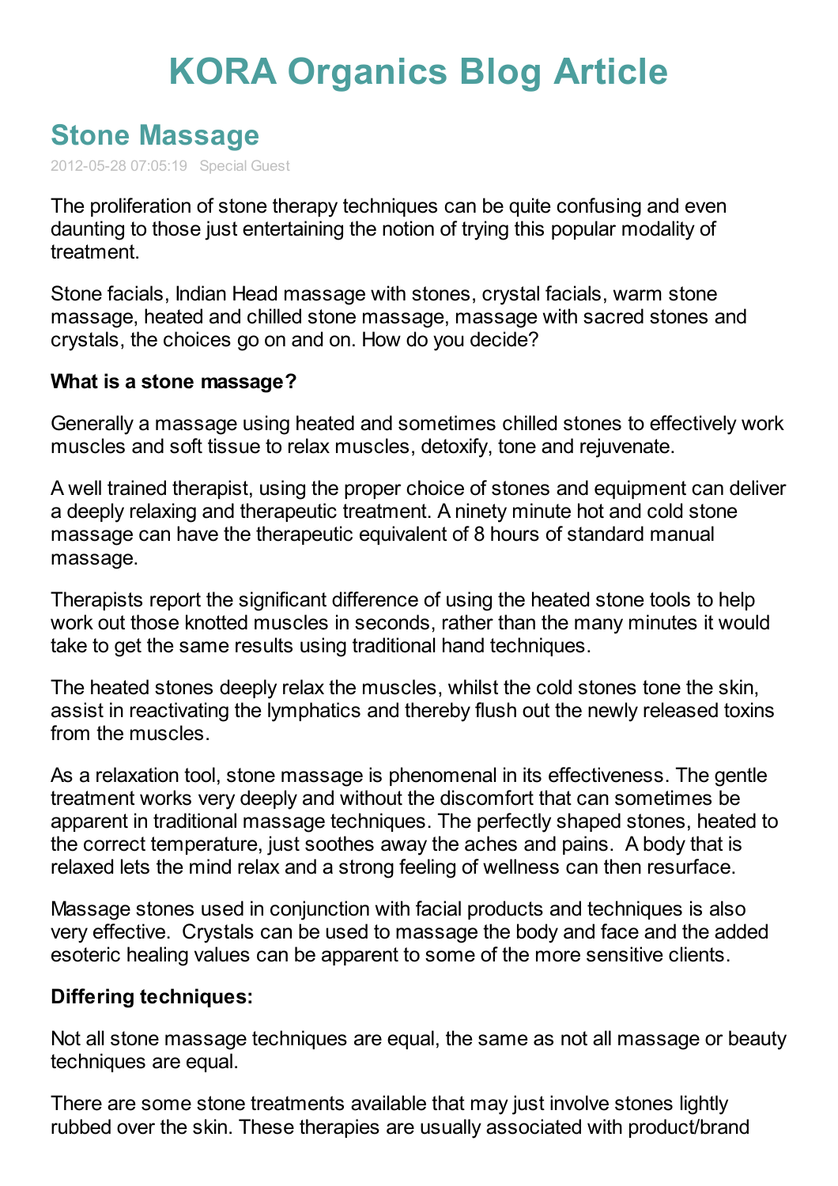# KORA Organics Blog Article

## Stone Massage

2012-05-28 07:05:19 Special Guest

The proliferation of stone therapy techniques can be quite confusing and even daunting to those just entertaining the notion of trying this popular modality of treatment.

Stone facials, Indian Head massage with stones, crystal facials, warm stone massage, heated and chilled stone massage, massage with sacred stones and crystals, the choices go on and on. How do you decide?

**What is a stone massage?**

Generally a massage using heated and sometimes chilled stones to effectively work muscles and soft tissue to relax muscles, detoxify, tone and rejuvenate.

A well trained therapist, using the proper choice of stones and equipment can deliver a deeply relaxing and therapeutic treatment. A ninety minute hot and cold stone massage can have the therapeutic equivalent of 8 hours of standard manual massage.

Therapists report the significant difference of using the heated stone tools to help work out those knotted muscles in seconds, rather than the many minutes it would take to get the same results using traditional hand techniques.

The heated stones deeply relax the muscles, whilst the cold stones tone the skin, assist in reactivating the lymphatics and thereby flush out the newly released toxins from the muscles.

As a relaxation tool, stone massage is phenomenal in its effectiveness. The gentle treatment works very deeply and without the discomfort that can sometimes be apparent in traditional massage techniques. The perfectly shaped stones, heated to the correct temperature, just soothes away the aches and pains. A body that is relaxed lets the mind relax and a strong feeling of wellness can then resurface.

Massage stones used in conjunction with facial products and techniques is also very effective. Crystals can be used to massage the body and face and the added esoteric healing values can be apparent to some of the more sensitive clients.

**Differing techniques:**

Not all stone massage techniques are equal, the same as not all massage or beauty techniques are equal.

There are some stone treatments available that may just involve stones lightly rubbed over the skin. These therapies are usually associated with product/brand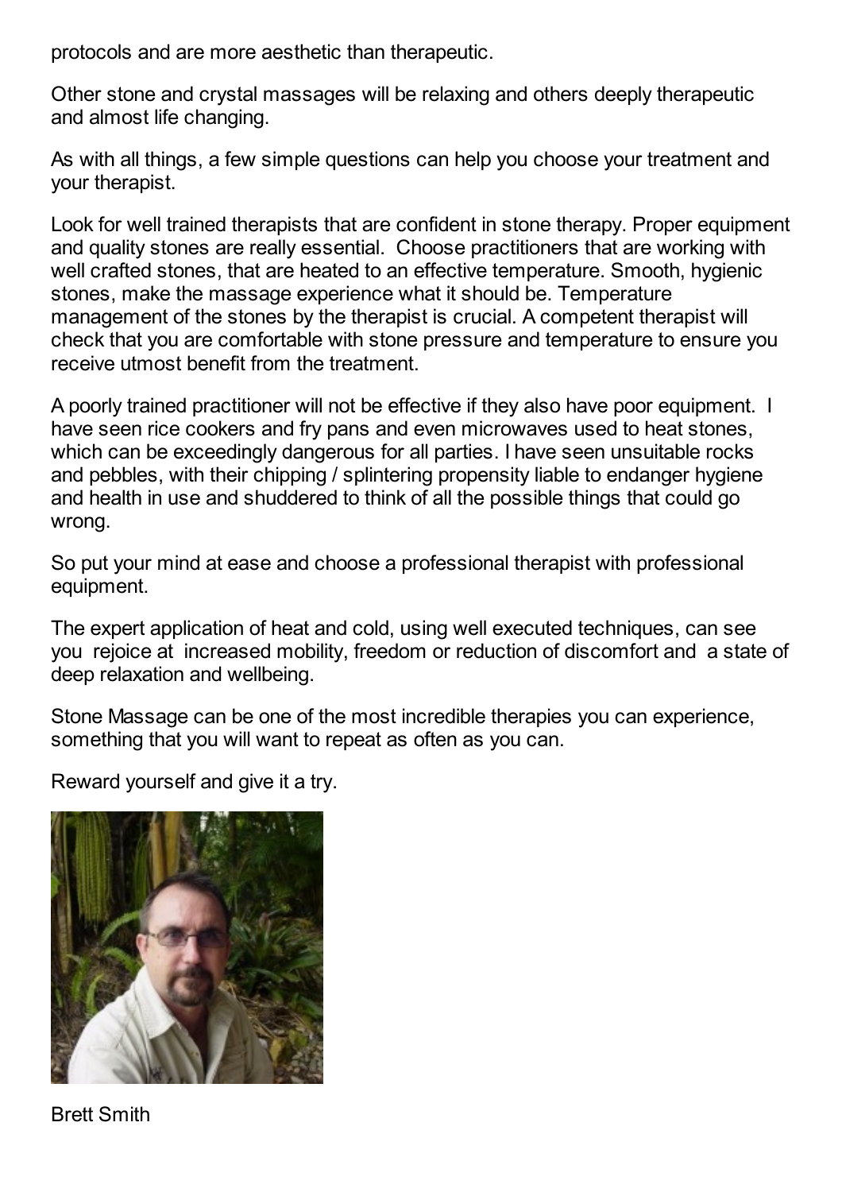protocols and are more aesthetic than therapeutic.

Other stone and crystal massages will be relaxing and others deeply therapeutic and almost life changing.

As with all things, a few simple questions can help you choose your treatment and your therapist.

Look for well trained therapists that are confident in stone therapy. Proper equipment and quality stones are really essential. Choose practitioners that are working with well crafted stones, that are heated to an effective temperature. Smooth, hygienic stones, make the massage experience what it should be. Temperature management of the stones by the therapist is crucial. A competent therapist will check that you are comfortable with stone pressure and temperature to ensure you receive utmost benefit from the treatment.

A poorly trained practitioner will not be effective if they also have poor equipment. I have seen rice cookers and fry pans and even microwaves used to heat stones, which can be exceedingly dangerous for all parties. I have seen unsuitable rocks and pebbles, with their chipping / splintering propensity liable to endanger hygiene and health in use and shuddered to think of all the possible things that could go wrong.

So put your mind at ease and choose a professional therapist with professional equipment.

The expert application of heat and cold, using well executed techniques, can see you rejoice at increased mobility, freedom or reduction of discomfort and a state of deep relaxation and wellbeing.

Stone Massage can be one of the most incredible therapies you can experience, something that you will want to repeat as often as you can.

Reward yourself and give it a try.

Brett Smith